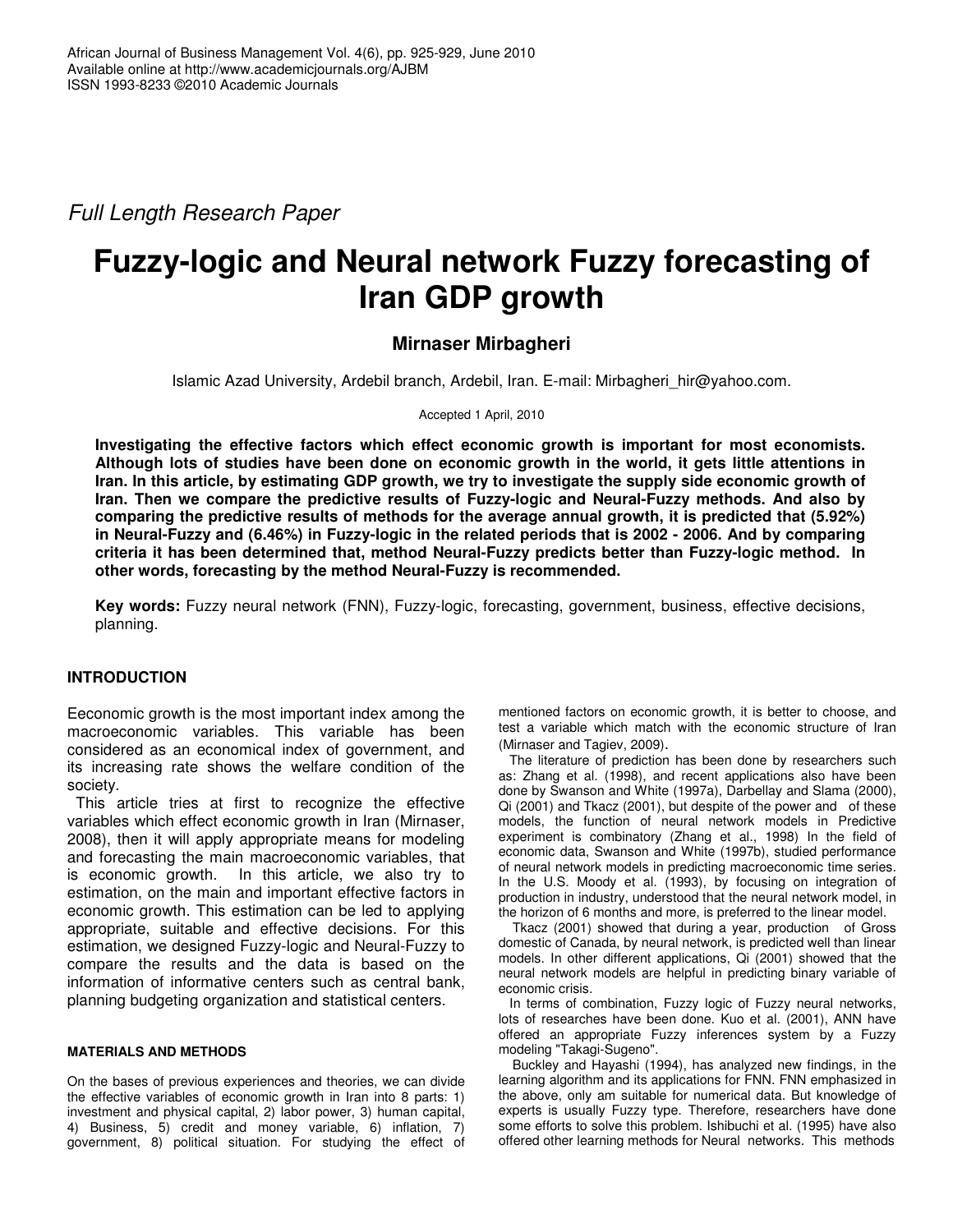Full Length Research Paper

# Fuzzy-logic and Neural network Fuzzy forecasting of Iran GDP growth

**Mirnaser Mirbagheri**

Islamic Azad University, Ardebil branch, Ardebil, Iran. E-mail: Mirbagheri_hir@yahoo.com.

Accepted 1 April, 2010

**Investigating the effective factors which effect economic growth is important for most economists. Although lots of studies have been done on economic growth in the world, it gets little attentions in Iran. In this article, by estimating GDP growth, we try to investigate the supply side economic growth of Iran. Then we compare the predictive results of Fuzzy-logic and Neural-Fuzzy methods. And also by comparing the predictive results of methods for the average annual growth, it is predicted that (5.92%) in Neural-Fuzzy and (6.46%) in Fuzzy-logic in the related periods that is 2002 - 2006. And by comparing criteria it has been determined that, method Neural-Fuzzy predicts better than Fuzzy-logic method. In other words, forecasting by the method Neural-Fuzzy is recommended.**

**Key words:** Fuzzy neural network (FNN), Fuzzy-logic, forecasting, government, business, effective decisions, planning.

## INTRODUCTION

Eeconomic growth is the most important index among the macroeconomic variables. This variable has been considered as an economical index of government, and its increasing rate shows the welfare condition of the society.

This article tries at first to recognize the effective variables which effect economic growth in Iran (Mirnaser, 2008), then it will apply appropriate means for modeling and forecasting the main macroeconomic variables, that is economic growth. In this article, we also try to estimation, on the main and important effective factors in economic growth. This estimation can be led to applying appropriate, suitable and effective decisions. For this estimation, we designed Fuzzy-logic and Neural-Fuzzy to compare the results and the data is based on the information of informative centers such as central bank, planning budgeting organization and statistical centers.

### MATERIALS AND METHODS

On the bases of previous experiences and theories, we can divide the effective variables of economic growth in Iran into 8 parts: 1) investment and physical capital, 2) labor power, 3) human capital, 4) Business, 5) credit and money variable, 6) inflation, 7) government, 8) political situation. For studying the effect of mentioned factors on economic growth, it is better to choose, and test a variable which match with the economic structure of Iran (Mirnaser and Tagiev, 2009).

The literature of prediction has been done by researchers such as: Zhang et al. (1998), and recent applications also have been done by Swanson and White (1997a), Darbellay and Slama (2000), Qi (2001) and Tkacz (2001), but despite of the power and of these models, the function of neural network models in Predictive experiment is combinatory (Zhang et al., 1998) In the field of economic data, Swanson and White (1997b), studied performance of neural network models in predicting macroeconomic time series. In the U.S. Moody et al. (1993), by focusing on integration of production in industry, understood that the neural network model, in the horizon of 6 months and more, is preferred to the linear model.

Tkacz (2001) showed that during a year, production of Gross domestic of Canada, by neural network, is predicted well than linear models. In other different applications, Qi (2001) showed that the neural network models are helpful in predicting binary variable of economic crisis.

In terms of combination, Fuzzy logic of Fuzzy neural networks, lots of researches have been done. Kuo et al. (2001), ANN have offered an appropriate Fuzzy inferences system by a Fuzzy modeling "Takagi-Sugeno".

Buckley and Hayashi (1994), has analyzed new findings, in the learning algorithm and its applications for FNN. FNN emphasized in the above, only am suitable for numerical data. But knowledge of experts is usually Fuzzy type. Therefore, researchers have done some efforts to solve this problem. Ishibuchi et al. (1995) have also offered other learning methods for Neural networks. This methods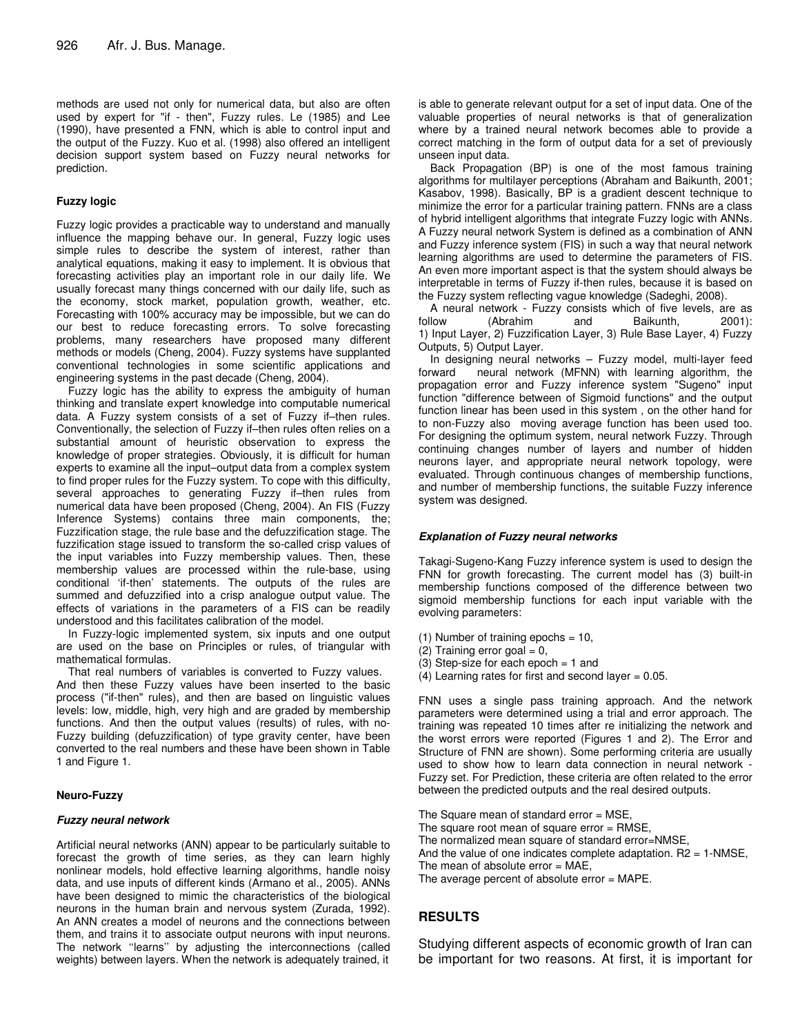methods are used not only for numerical data, but also are often used by expert for "if - then", Fuzzy rules. Le (1985) and Lee (1990), have presented a FNN, which is able to control input and the output of the Fuzzy. Kuo et al. (1998) also offered an intelligent decision support system based on Fuzzy neural networks for prediction.

### Fuzzy logic

Fuzzy logic provides a practicable way to understand and manually influence the mapping behave our. In general, Fuzzy logic uses simple rules to describe the system of interest, rather than analytical equations, making it easy to implement. It is obvious that forecasting activities play an important role in our daily life. We usually forecast many things concerned with our daily life, such as the economy, stock market, population growth, weather, etc. Forecasting with 100% accuracy may be impossible, but we can do our best to reduce forecasting errors. To solve forecasting problems, many researchers have proposed many different methods or models (Cheng, 2004). Fuzzy systems have supplanted conventional technologies in some scientific applications and engineering systems in the past decade (Cheng, 2004).

Fuzzy logic has the ability to express the ambiguity of human thinking and translate expert knowledge into computable numerical data. A Fuzzy system consists of a set of Fuzzy if–then rules. Conventionally, the selection of Fuzzy if–then rules often relies on a substantial amount of heuristic observation to express the knowledge of proper strategies. Obviously, it is difficult for human experts to examine all the input–output data from a complex system to find proper rules for the Fuzzy system. To cope with this difficulty, several approaches to generating Fuzzy if–then rules from numerical data have been proposed (Cheng, 2004). An FIS (Fuzzy Inference Systems) contains three main components, the; Fuzzification stage, the rule base and the defuzzification stage. The fuzzification stage issued to transform the so-called crisp values of the input variables into Fuzzy membership values. Then, these membership values are processed within the rule-base, using conditional 'if-then' statements. The outputs of the rules are summed and defuzzified into a crisp analogue output value. The effects of variations in the parameters of a FIS can be readily understood and this facilitates calibration of the model.

In Fuzzy-logic implemented system, six inputs and one output are used on the base on Principles or rules, of triangular with mathematical formulas.

That real numbers of variables is converted to Fuzzy values. And then these Fuzzy values have been inserted to the basic process ("if-then" rules), and then are based on linguistic values levels: low, middle, high, very high and are graded by membership functions. And then the output values (results) of rules, with no-Fuzzy building (defuzzification) of type gravity center, have been converted to the real numbers and these have been shown in Table 1 and Figure 1.

### Neuro-Fuzzy

#### *Fuzzy neural network*

Artificial neural networks (ANN) appear to be particularly suitable to forecast the growth of time series, as they can learn highly nonlinear models, hold effective learning algorithms, handle noisy data, and use inputs of different kinds (Armano et al., 2005). ANNs have been designed to mimic the characteristics of the biological neurons in the human brain and nervous system (Zurada, 1992). An ANN creates a model of neurons and the connections between them, and trains it to associate output neurons with input neurons. The network ''learns'' by adjusting the interconnections (called weights) between layers. When the network is adequately trained, it is able to generate relevant output for a set of input data. One of the valuable properties of neural networks is that of generalization where by a trained neural network becomes able to provide a correct matching in the form of output data for a set of previously unseen input data.

Back Propagation (BP) is one of the most famous training algorithms for multilayer perceptions (Abraham and Baikunth, 2001; Kasabov, 1998). Basically, BP is a gradient descent technique to minimize the error for a particular training pattern. FNNs are a class of hybrid intelligent algorithms that integrate Fuzzy logic with ANNs. A Fuzzy neural network System is defined as a combination of ANN and Fuzzy inference system (FIS) in such a way that neural network learning algorithms are used to determine the parameters of FIS. An even more important aspect is that the system should always be interpretable in terms of Fuzzy if-then rules, because it is based on the Fuzzy system reflecting vague knowledge (Sadeghi, 2008).

A neural network - Fuzzy consists which of five levels, are as follow (Abrahim and Baikunth, 2001): 1) Input Layer, 2) Fuzzification Layer, 3) Rule Base Layer, 4) Fuzzy Outputs, 5) Output Layer.

In designing neural networks – Fuzzy model, multi-layer feed forward neural network (MFNN) with learning algorithm, the propagation error and Fuzzy inference system "Sugeno" input function "difference between of Sigmoid functions" and the output function linear has been used in this system , on the other hand for to non-Fuzzy also moving average function has been used too. For designing the optimum system, neural network Fuzzy. Through continuing changes number of layers and number of hidden neurons layer, and appropriate neural network topology, were evaluated. Through continuous changes of membership functions, and number of membership functions, the suitable Fuzzy inference system was designed.

#### *Explanation of Fuzzy neural networks*

Takagi-Sugeno-Kang Fuzzy inference system is used to design the FNN for growth forecasting. The current model has (3) built-in membership functions composed of the difference between two sigmoid membership functions for each input variable with the evolving parameters:

(1) Number of training epochs = 10,
(2) Training error goal = 0,
(3) Step-size for each epoch = 1 and
(4) Learning rates for first and second layer = 0.05.

FNN uses a single pass training approach. And the network parameters were determined using a trial and error approach. The training was repeated 10 times after re initializing the network and the worst errors were reported (Figures 1 and 2). The Error and Structure of FNN are shown). Some performing criteria are usually used to show how to learn data connection in neural network - Fuzzy set. For Prediction, these criteria are often related to the error between the predicted outputs and the real desired outputs.

The Square mean of standard error = MSE,
The square root mean of square error = RMSE,
The normalized mean square of standard error=NMSE,
And the value of one indicates complete adaptation. $R2 = 1\text{-}NMSE$,
The mean of absolute error = MAE,
The average percent of absolute error = MAPE.

## RESULTS

Studying different aspects of economic growth of Iran can be important for two reasons. At first, it is important for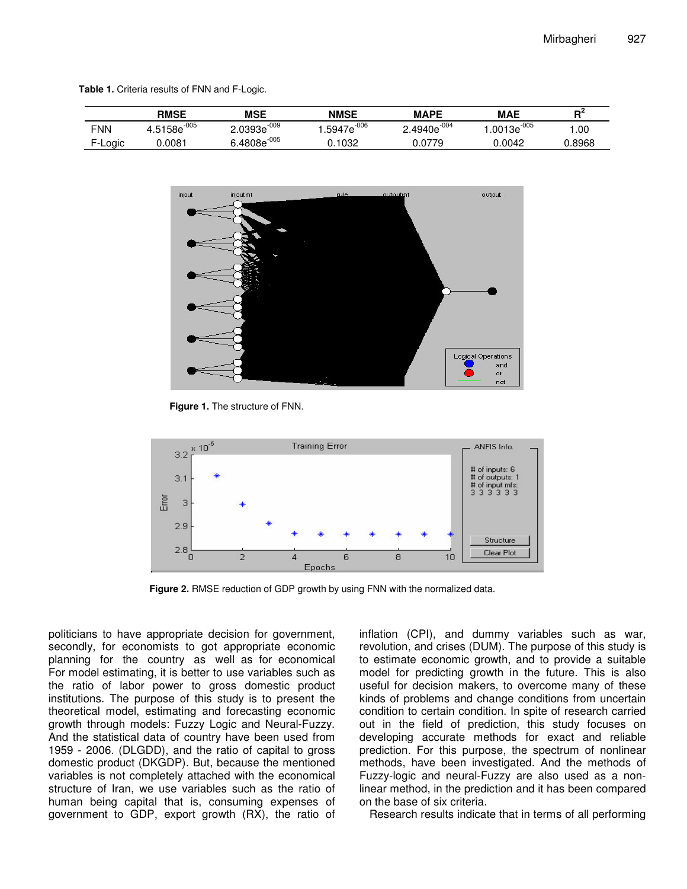**Table 1.** Criteria results of FNN and F-Logic.

| | RMSE | MSE | NMSE | MAPE | MAE | $R^2$ |
|---|---|---|---|---|---|---|
| FNN | $4.5158e^{-005}$ | $2.0393e^{-009}$ | $1.5947e^{-006}$ | $2.4940e^{-004}$ | $1.0013e^{-005}$ | 1.00 |
| F-Logic | 0.0081 | $6.4808e^{-005}$ | 0.1032 | 0.0779 | 0.0042 | 0.8968 |

**Figure 1.** The structure of FNN.

**Figure 2.** RMSE reduction of GDP growth by using FNN with the normalized data.

politicians to have appropriate decision for government, secondly, for economists to got appropriate economic planning for the country as well as for economical For model estimating, it is better to use variables such as the ratio of labor power to gross domestic product institutions. The purpose of this study is to present the theoretical model, estimating and forecasting economic growth through models: Fuzzy Logic and Neural-Fuzzy. And the statistical data of country have been used from 1959 - 2006. (DLGDD), and the ratio of capital to gross domestic product (DKGDP). But, because the mentioned variables is not completely attached with the economical structure of Iran, we use variables such as the ratio of human being capital that is, consuming expenses of government to GDP, export growth (RX), the ratio of inflation (CPI), and dummy variables such as war, revolution, and crises (DUM). The purpose of this study is to estimate economic growth, and to provide a suitable model for predicting growth in the future. This is also useful for decision makers, to overcome many of these kinds of problems and change conditions from uncertain condition to certain condition. In spite of research carried out in the field of prediction, this study focuses on developing accurate methods for exact and reliable prediction. For this purpose, the spectrum of nonlinear methods, have been investigated. And the methods of Fuzzy-logic and neural-Fuzzy are also used as a non-linear method, in the prediction and it has been compared on the base of six criteria.

Research results indicate that in terms of all performing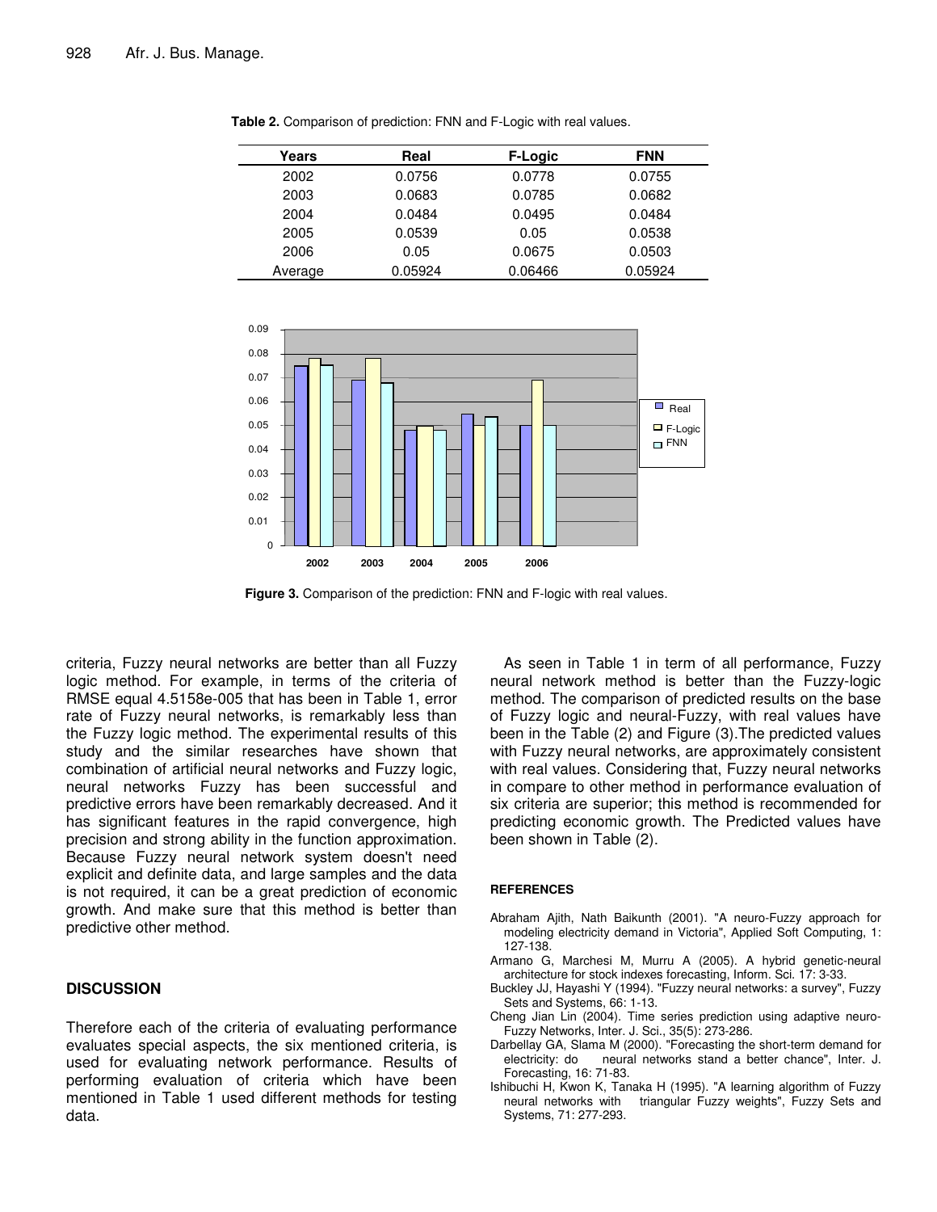**Table 2.** Comparison of prediction: FNN and F-Logic with real values.

| Years | Real | F-Logic | FNN |
|---|---|---|---|
| 2002 | 0.0756 | 0.0778 | 0.0755 |
| 2003 | 0.0683 | 0.0785 | 0.0682 |
| 2004 | 0.0484 | 0.0495 | 0.0484 |
| 2005 | 0.0539 | 0.05 | 0.0538 |
| 2006 | 0.05 | 0.0675 | 0.0503 |
| Average | 0.05924 | 0.06466 | 0.05924 |

**Figure 3.** Comparison of the prediction: FNN and F-logic with real values.

criteria, Fuzzy neural networks are better than all Fuzzy logic method. For example, in terms of the criteria of RMSE equal 4.5158e-005 that has been in Table 1, error rate of Fuzzy neural networks, is remarkably less than the Fuzzy logic method. The experimental results of this study and the similar researches have shown that combination of artificial neural networks and Fuzzy logic, neural networks Fuzzy has been successful and predictive errors have been remarkably decreased. And it has significant features in the rapid convergence, high precision and strong ability in the function approximation. Because Fuzzy neural network system doesn't need explicit and definite data, and large samples and the data is not required, it can be a great prediction of economic growth. And make sure that this method is better than predictive other method.

## DISCUSSION

Therefore each of the criteria of evaluating performance evaluates special aspects, the six mentioned criteria, is used for evaluating network performance. Results of performing evaluation of criteria which have been mentioned in Table 1 used different methods for testing data.

As seen in Table 1 in term of all performance, Fuzzy neural network method is better than the Fuzzy-logic method. The comparison of predicted results on the base of Fuzzy logic and neural-Fuzzy, with real values have been in the Table (2) and Figure (3).The predicted values with Fuzzy neural networks, are approximately consistent with real values. Considering that, Fuzzy neural networks in compare to other method in performance evaluation of six criteria are superior; this method is recommended for predicting economic growth. The Predicted values have been shown in Table (2).

## REFERENCES

Abraham Ajith, Nath Baikunth (2001). "A neuro-Fuzzy approach for modeling electricity demand in Victoria", Applied Soft Computing, 1: 127-138.

Armano G, Marchesi M, Murru A (2005). A hybrid genetic-neural architecture for stock indexes forecasting, Inform. Sci. 17: 3-33.

Buckley JJ, Hayashi Y (1994). "Fuzzy neural networks: a survey", Fuzzy Sets and Systems, 66: 1-13.

Cheng Jian Lin (2004). Time series prediction using adaptive neuro-Fuzzy Networks, Inter. J. Sci., 35(5): 273-286.

Darbellay GA, Slama M (2000). "Forecasting the short-term demand for electricity: do neural networks stand a better chance", Inter. J. Forecasting, 16: 71-83.

Ishibuchi H, Kwon K, Tanaka H (1995). "A learning algorithm of Fuzzy neural networks with triangular Fuzzy weights", Fuzzy Sets and Systems, 71: 277-293.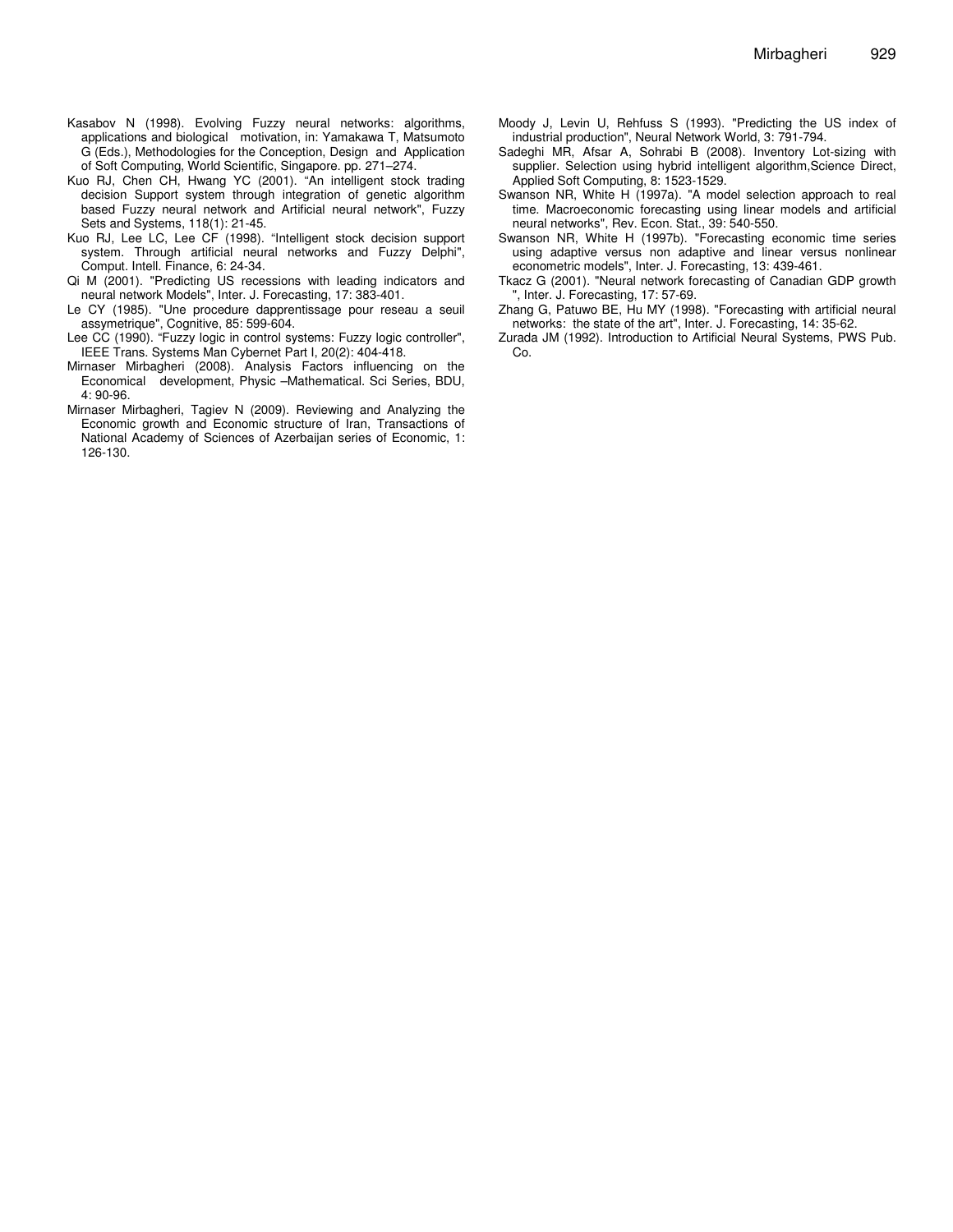Kasabov N (1998). Evolving Fuzzy neural networks: algorithms, applications and biological motivation, in: Yamakawa T, Matsumoto G (Eds.), Methodologies for the Conception, Design and Application of Soft Computing, World Scientific, Singapore. pp. 271–274.

Kuo RJ, Chen CH, Hwang YC (2001). "An intelligent stock trading decision Support system through integration of genetic algorithm based Fuzzy neural network and Artificial neural network", Fuzzy Sets and Systems, 118(1): 21-45.

Kuo RJ, Lee LC, Lee CF (1998). "Intelligent stock decision support system. Through artificial neural networks and Fuzzy Delphi", Comput. Intell. Finance, 6: 24-34.

Qi M (2001). "Predicting US recessions with leading indicators and neural network Models", Inter. J. Forecasting, 17: 383-401.

Le CY (1985). "Une procedure dapprentissage pour reseau a seuil assymetrique", Cognitive, 85: 599-604.

Lee CC (1990). "Fuzzy logic in control systems: Fuzzy logic controller", IEEE Trans. Systems Man Cybernet Part I, 20(2): 404-418.

Mirnaser Mirbagheri (2008). Analysis Factors influencing on the Economical development, Physic –Mathematical. Sci Series, BDU, 4: 90-96.

Mirnaser Mirbagheri, Tagiev N (2009). Reviewing and Analyzing the Economic growth and Economic structure of Iran, Transactions of National Academy of Sciences of Azerbaijan series of Economic, 1: 126-130.

Moody J, Levin U, Rehfuss S (1993). "Predicting the US index of industrial production", Neural Network World, 3: 791-794.

Sadeghi MR, Afsar A, Sohrabi B (2008). Inventory Lot-sizing with supplier. Selection using hybrid intelligent algorithm,Science Direct, Applied Soft Computing, 8: 1523-1529.

Swanson NR, White H (1997a). "A model selection approach to real time. Macroeconomic forecasting using linear models and artificial neural networks", Rev. Econ. Stat., 39: 540-550.

Swanson NR, White H (1997b). "Forecasting economic time series using adaptive versus non adaptive and linear versus nonlinear econometric models", Inter. J. Forecasting, 13: 439-461.

Tkacz G (2001). "Neural network forecasting of Canadian GDP growth ", Inter. J. Forecasting, 17: 57-69.

Zhang G, Patuwo BE, Hu MY (1998). "Forecasting with artificial neural networks: the state of the art", Inter. J. Forecasting, 14: 35-62.

Zurada JM (1992). Introduction to Artificial Neural Systems, PWS Pub. Co.